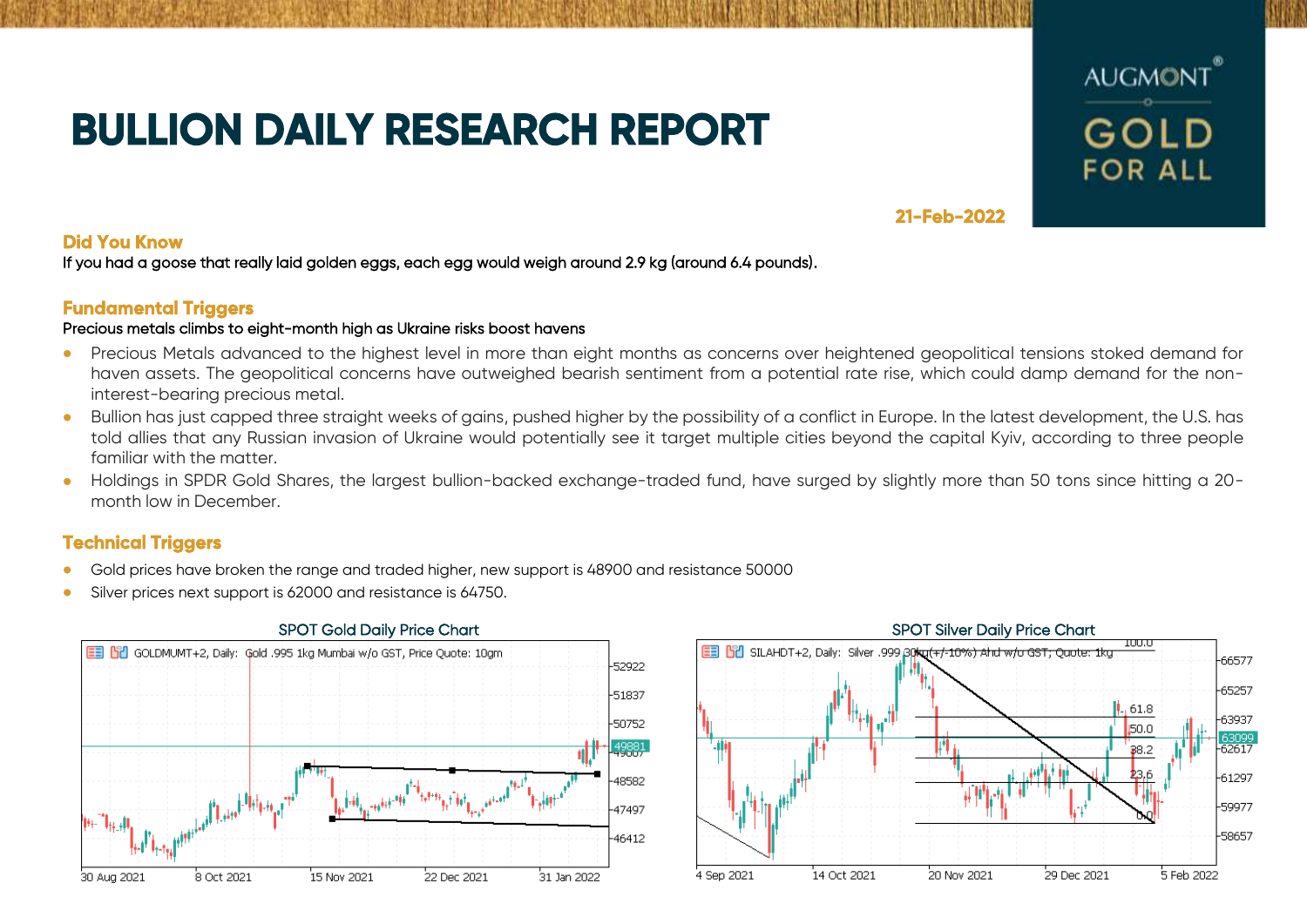# BULLION DAILY RESEARCH REPORT

AUGMONT GOLD FOR ALL

**21-Feb-2022**

## Did You Know

If you had a goose that really laid golden eggs, each egg would weigh around 2.9 kg (around 6.4 pounds).

## Fundamental Triggers

Precious metals climbs to eight-month high as Ukraine risks boost havens

- Precious Metals advanced to the highest level in more than eight months as concerns over heightened geopolitical tensions stoked demand for haven assets. The geopolitical concerns have outweighed bearish sentiment from a potential rate rise, which could damp demand for the non-interest-bearing precious metal.
- Bullion has just capped three straight weeks of gains, pushed higher by the possibility of a conflict in Europe. In the latest development, the U.S. has told allies that any Russian invasion of Ukraine would potentially see it target multiple cities beyond the capital Kyiv, according to three people familiar with the matter.
- Holdings in SPDR Gold Shares, the largest bullion-backed exchange-traded fund, have surged by slightly more than 50 tons since hitting a 20-month low in December.

## Technical Triggers

- Gold prices have broken the range and traded higher, new support is 48900 and resistance 50000
- Silver prices next support is 62000 and resistance is 64750.

SPOT Gold Daily Price Chart

SPOT Silver Daily Price Chart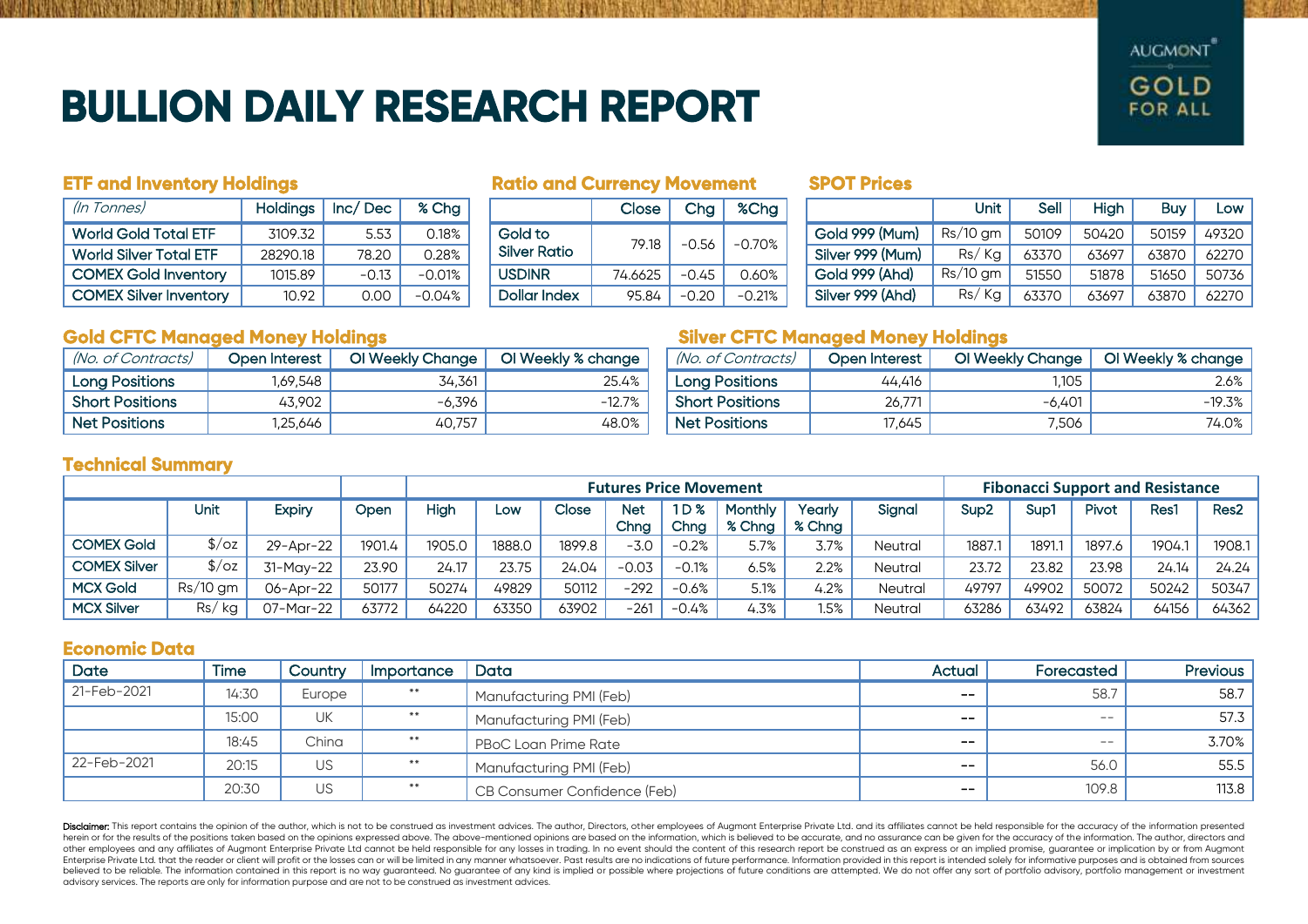# BULLION DAILY RESEARCH REPORT

AUGMONT GOLD FOR ALL

## ETF and Inventory Holdings

| *(In Tonnes)* | Holdings | Inc/ Dec | % Chg |
|---|---|---|---|
| World Gold Total ETF | 3109.32 | 5.53 | 0.18% |
| World Silver Total ETF | 28290.18 | 78.20 | 0.28% |
| COMEX Gold Inventory | 1015.89 | -0.13 | -0.01% |
| COMEX Silver Inventory | 10.92 | 0.00 | -0.04% |

## Ratio and Currency Movement

| | Close | Chg | %Chg |
|---|---|---|---|
| Gold to Silver Ratio | 79.18 | -0.56 | -0.70% |
| USDINR | 74.6625 | -0.45 | 0.60% |
| Dollar Index | 95.84 | -0.20 | -0.21% |

## SPOT Prices

| | Unit | Sell | High | Buy | Low |
|---|---|---|---|---|---|
| Gold 999 (Mum) | Rs/10 gm | 50109 | 50420 | 50159 | 49320 |
| Silver 999 (Mum) | Rs/ Kg | 63370 | 63697 | 63870 | 62270 |
| Gold 999 (Ahd) | Rs/10 gm | 51550 | 51878 | 51650 | 50736 |
| Silver 999 (Ahd) | Rs/ Kg | 63370 | 63697 | 63870 | 62270 |

## Gold CFTC Managed Money Holdings

| *(No. of Contracts)* | Open Interest | OI Weekly Change | OI Weekly % change |
|---|---|---|---|
| Long Positions | 1,69,548 | 34,361 | 25.4% |
| Short Positions | 43,902 | -6,396 | -12.7% |
| Net Positions | 1,25,646 | 40,757 | 48.0% |

## Silver CFTC Managed Money Holdings

| *(No. of Contracts)* | Open Interest | OI Weekly Change | OI Weekly % change |
|---|---|---|---|
| Long Positions | 44,416 | 1,105 | 2.6% |
| Short Positions | 26,771 | -6,401 | -19.3% |
| Net Positions | 17,645 | 7,506 | 74.0% |

## Technical Summary

| | | | | Futures Price Movement | | | | | | | | Fibonacci Support and Resistance | | | | |
|---|---|---|---|---|---|---|---|---|---|---|---|---|---|---|---|---|
| | Unit | Expiry | Open | High | Low | Close | Net Chng | 1 D % Chng | Monthly % Chng | Yearly % Chng | Signal | Sup2 | Sup1 | Pivot | Res1 | Res2 |
| COMEX Gold | $/oz | 29-Apr-22 | 1901.4 | 1905.0 | 1888.0 | 1899.8 | -3.0 | -0.2% | 5.7% | 3.7% | Neutral | 1887.1 | 1891.1 | 1897.6 | 1904.1 | 1908.1 |
| COMEX Silver | $/oz | 31-May-22 | 23.90 | 24.17 | 23.75 | 24.04 | -0.03 | -0.1% | 6.5% | 2.2% | Neutral | 23.72 | 23.82 | 23.98 | 24.14 | 24.24 |
| MCX Gold | Rs/10 gm | 06-Apr-22 | 50177 | 50274 | 49829 | 50112 | -292 | -0.6% | 5.1% | 4.2% | Neutral | 49797 | 49902 | 50072 | 50242 | 50347 |
| MCX Silver | Rs/ kg | 07-Mar-22 | 63772 | 64220 | 63350 | 63902 | -261 | -0.4% | 4.3% | 1.5% | Neutral | 63286 | 63492 | 63824 | 64156 | 64362 |

## Economic Data

| Date | Time | Country | Importance | Data | Actual | Forecasted | Previous |
|---|---|---|---|---|---|---|---|
| 21-Feb-2021 | 14:30 | Europe | ** | Manufacturing PMI (Feb) | -- | 58.7 | 58.7 |
| | 15:00 | UK | ** | Manufacturing PMI (Feb) | -- | -- | 57.3 |
| | 18:45 | China | ** | PBoC Loan Prime Rate | -- | -- | 3.70% |
| 22-Feb-2021 | 20:15 | US | ** | Manufacturing PMI (Feb) | -- | 56.0 | 55.5 |
| | 20:30 | US | ** | CB Consumer Confidence (Feb) | -- | 109.8 | 113.8 |

**Disclaimer:** This report contains the opinion of the author, which is not to be construed as investment advices. The author, Directors, other employees of Augmont Enterprise Private Ltd. and its affiliates cannot be held responsible for the accuracy of the information presented herein or for the results of the positions taken based on the opinions expressed above. The above-mentioned opinions are based on the information, which is believed to be accurate, and no assurance can be given for the accuracy of the information. The author, directors and other employees and any affiliates of Augmont Enterprise Private Ltd cannot be held responsible for any losses in trading. In no event should the content of this research report be construed as an express or an implied promise, guarantee or implication by or from Augmont Enterprise Private Ltd. that the reader or client will profit or the losses can or will be limited in any manner whatsoever. Past results are no indications of future performance. Information provided in this report is intended solely for informative purposes and is obtained from sources believed to be reliable. The information contained in this report is no way guaranteed. No guarantee of any kind is implied or possible where projections of future conditions are attempted. We do not offer any sort of portfolio advisory, portfolio management or investment advisory services. The reports are only for information purpose and are not to be construed as investment advices.